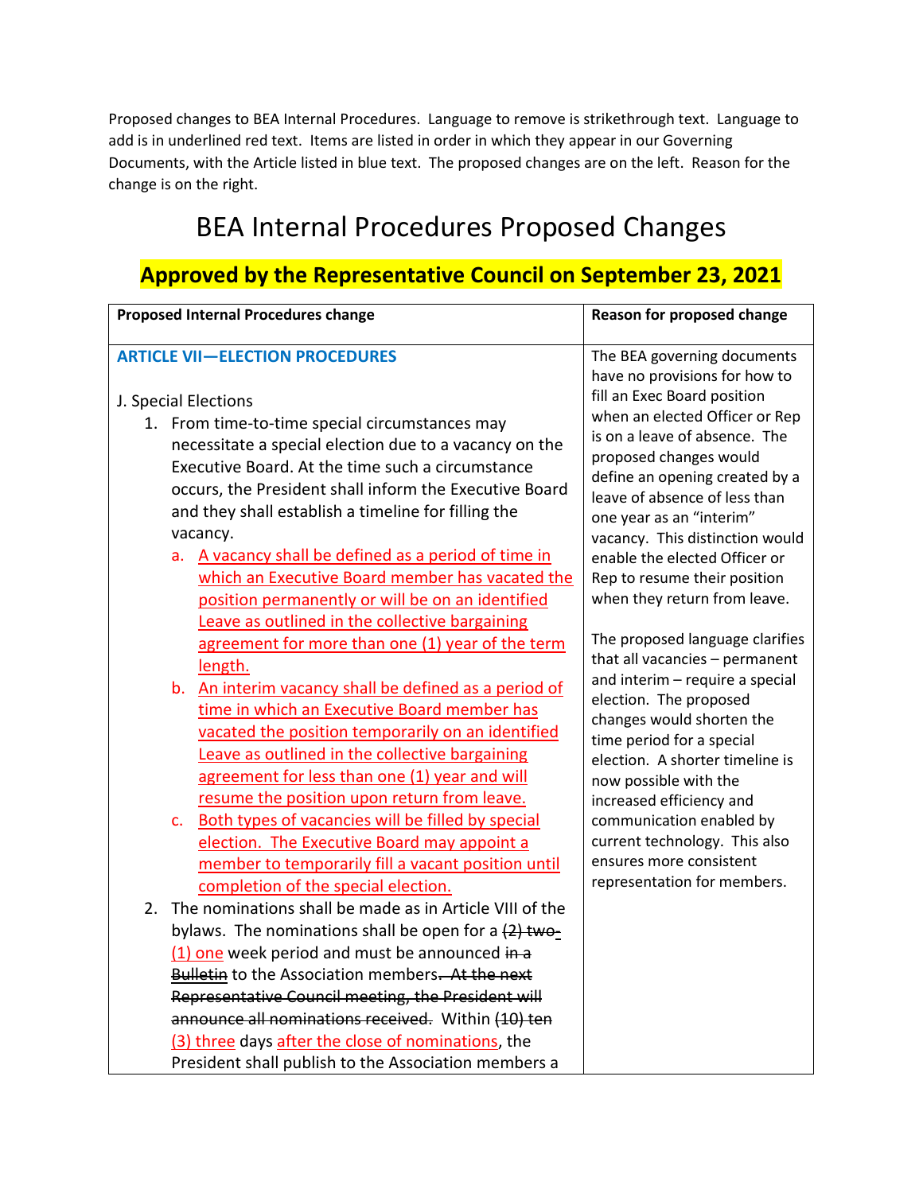Proposed changes to BEA Internal Procedures. Language to remove is strikethrough text. Language to add is in underlined red text. Items are listed in order in which they appear in our Governing Documents, with the Article listed in blue text. The proposed changes are on the left. Reason for the change is on the right.

# BEA Internal Procedures Proposed Changes

## Approved by the Representative Council on September 23, 2021

| Proposed Internal Procedures change | Reason for proposed change |
|---|---|
| **ARTICLE VII—ELECTION PROCEDURES**<br><br>J. Special Elections<br>1. From time-to-time special circumstances may necessitate a special election due to a vacancy on the Executive Board. At the time such a circumstance occurs, the President shall inform the Executive Board and they shall establish a timeline for filling the vacancy.<br>a. <u>A vacancy shall be defined as a period of time in which an Executive Board member has vacated the position permanently or will be on an identified Leave as outlined in the collective bargaining agreement for more than one (1) year of the term length.</u><br>b. <u>An interim vacancy shall be defined as a period of time in which an Executive Board member has vacated the position temporarily on an identified Leave as outlined in the collective bargaining agreement for less than one (1) year and will resume the position upon return from leave.</u><br>c. <u>Both types of vacancies will be filled by special election. The Executive Board may appoint a member to temporarily fill a vacant position until completion of the special election.</u><br>2. The nominations shall be made as in Article VIII of the bylaws. The nominations shall be open for a ~~(2) two~~ <u>(1) one</u> week period and must be announced ~~in a Bulletin~~ to the Association members~~. At the next Representative Council meeting, the President will announce all nominations received.~~ Within ~~(10) ten~~ <u>(3) three</u> days <u>after the close of nominations</u>, the President shall publish to the Association members a | The BEA governing documents have no provisions for how to fill an Exec Board position when an elected Officer or Rep is on a leave of absence. The proposed changes would define an opening created by a leave of absence of less than one year as an "interim" vacancy. This distinction would enable the elected Officer or Rep to resume their position when they return from leave.<br><br>The proposed language clarifies that all vacancies – permanent and interim – require a special election. The proposed changes would shorten the time period for a special election. A shorter timeline is now possible with the increased efficiency and communication enabled by current technology. This also ensures more consistent representation for members. |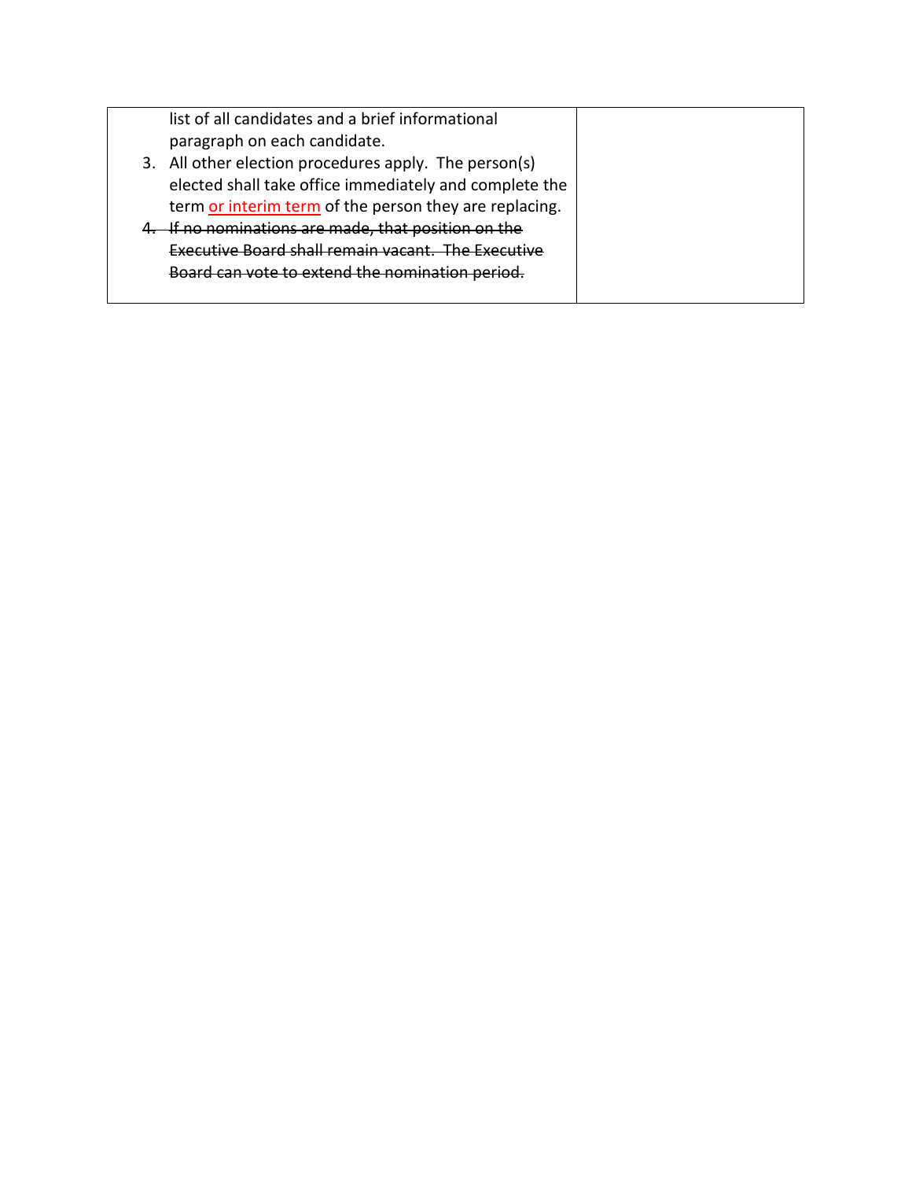| | |
|---|---|
| list of all candidates and a brief informational paragraph on each candidate.<br>3. All other election procedures apply. The person(s) elected shall take office immediately and complete the term <u>or interim term</u> of the person they are replacing.<br>~~4. If no nominations are made, that position on the Executive Board shall remain vacant. The Executive Board can vote to extend the nomination period.~~ | |